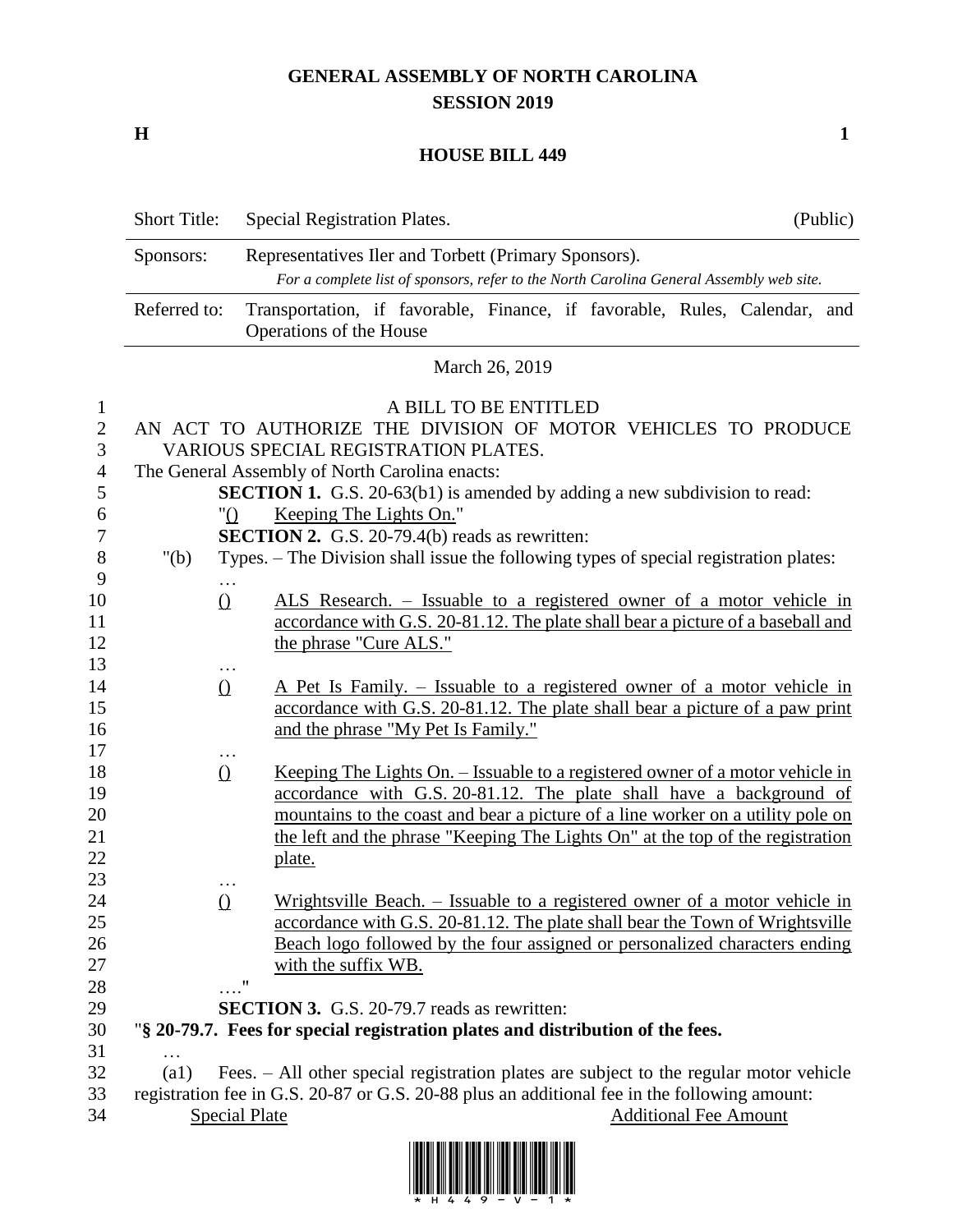# GENERAL ASSEMBLY OF NORTH CAROLINA
## SESSION 2019

**H** **1**

## HOUSE BILL 449

| | | |
|---|---|---|
| Short Title: | Special Registration Plates. | (Public) |
| Sponsors: | Representatives Iler and Torbett (Primary Sponsors). *For a complete list of sponsors, refer to the North Carolina General Assembly web site.* | |
| Referred to: | Transportation, if favorable, Finance, if favorable, Rules, Calendar, and Operations of the House | |

March 26, 2019

A BILL TO BE ENTITLED

AN ACT TO AUTHORIZE THE DIVISION OF MOTOR VEHICLES TO PRODUCE VARIOUS SPECIAL REGISTRATION PLATES.

The General Assembly of North Carolina enacts:

**SECTION 1.** G.S. 20-63(b1) is amended by adding a new subdivision to read:

"() Keeping The Lights On."

**SECTION 2.** G.S. 20-79.4(b) reads as rewritten:

"(b) Types. – The Division shall issue the following types of special registration plates:

…

() ALS Research. – Issuable to a registered owner of a motor vehicle in accordance with G.S. 20-81.12. The plate shall bear a picture of a baseball and the phrase "Cure ALS."

…

() A Pet Is Family. – Issuable to a registered owner of a motor vehicle in accordance with G.S. 20-81.12. The plate shall bear a picture of a paw print and the phrase "My Pet Is Family."

…

() Keeping The Lights On. – Issuable to a registered owner of a motor vehicle in accordance with G.S. 20-81.12. The plate shall have a background of mountains to the coast and bear a picture of a line worker on a utility pole on the left and the phrase "Keeping The Lights On" at the top of the registration plate.

…

() Wrightsville Beach. – Issuable to a registered owner of a motor vehicle in accordance with G.S. 20-81.12. The plate shall bear the Town of Wrightsville Beach logo followed by the four assigned or personalized characters ending with the suffix WB.

…."

**SECTION 3.** G.S. 20-79.7 reads as rewritten:

"**§ 20-79.7. Fees for special registration plates and distribution of the fees.**

…

(a1) Fees. – All other special registration plates are subject to the regular motor vehicle registration fee in G.S. 20-87 or G.S. 20-88 plus an additional fee in the following amount:

Special Plate — Additional Fee Amount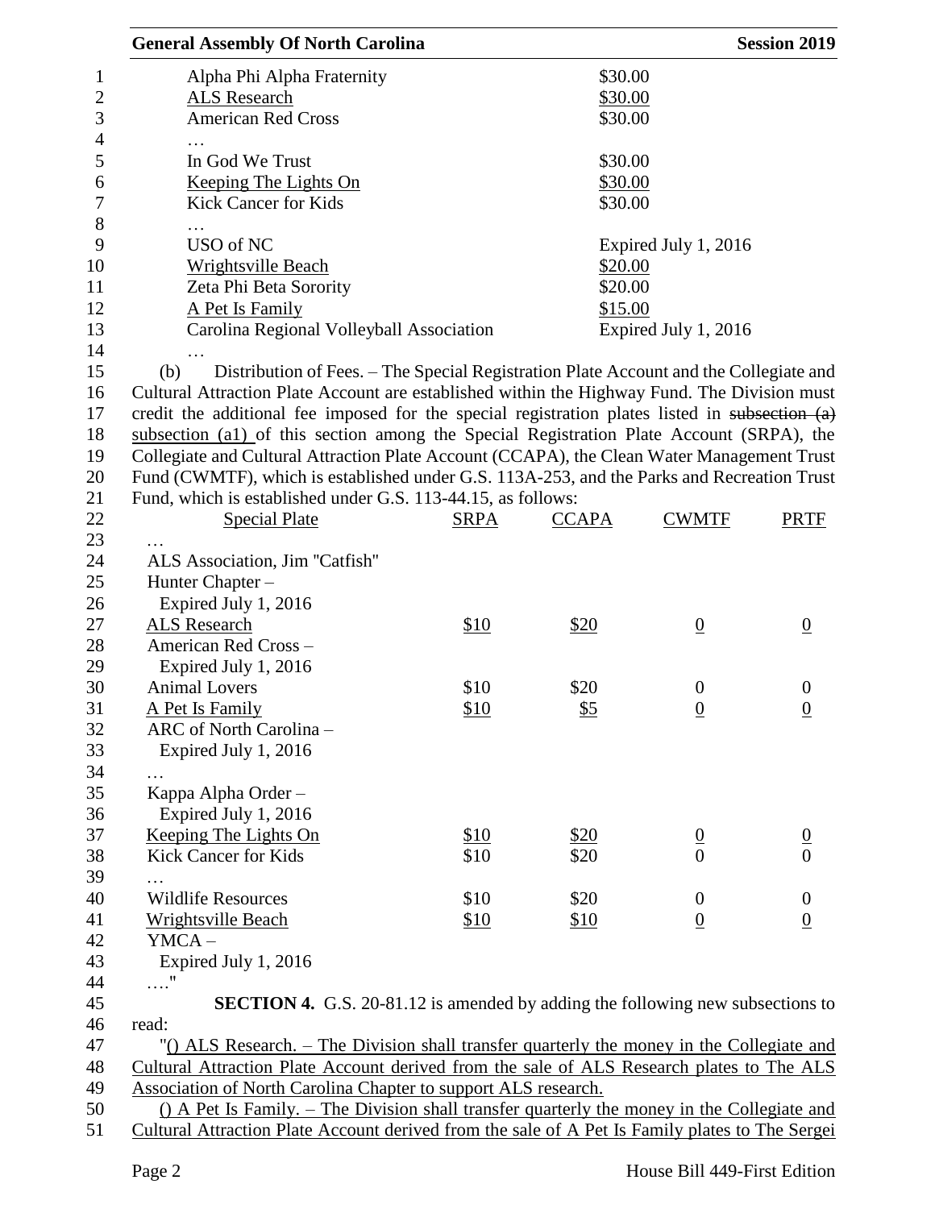| | |
|---|---|
| Alpha Phi Alpha Fraternity | $30.00 |
| ALS Research | $30.00 |
| American Red Cross | $30.00 |
| … | |
| In God We Trust | $30.00 |
| Keeping The Lights On | $30.00 |
| Kick Cancer for Kids | $30.00 |
| … | |
| USO of NC | Expired July 1, 2016 |
| Wrightsville Beach | $20.00 |
| Zeta Phi Beta Sorority | $20.00 |
| A Pet Is Family | $15.00 |
| Carolina Regional Volleyball Association | Expired July 1, 2016 |
| … | |

(b) Distribution of Fees. – The Special Registration Plate Account and the Collegiate and Cultural Attraction Plate Account are established within the Highway Fund. The Division must credit the additional fee imposed for the special registration plates listed in ~~subsection (a)~~ subsection (a1) of this section among the Special Registration Plate Account (SRPA), the Collegiate and Cultural Attraction Plate Account (CCAPA), the Clean Water Management Trust Fund (CWMTF), which is established under G.S. 113A-253, and the Parks and Recreation Trust Fund, which is established under G.S. 113-44.15, as follows:

| Special Plate | SRPA | CCAPA | CWMTF | PRTF |
|---|---|---|---|---|
| … | | | | |
| ALS Association, Jim "Catfish" Hunter Chapter – Expired July 1, 2016 | | | | |
| ALS Research | $10 | $20 | 0 | 0 |
| American Red Cross – Expired July 1, 2016 | | | | |
| Animal Lovers | $10 | $20 | 0 | 0 |
| A Pet Is Family | $10 | $5 | 0 | 0 |
| ARC of North Carolina – Expired July 1, 2016 | | | | |
| … | | | | |
| Kappa Alpha Order – Expired July 1, 2016 | | | | |
| Keeping The Lights On | $10 | $20 | 0 | 0 |
| Kick Cancer for Kids | $10 | $20 | 0 | 0 |
| … | | | | |
| Wildlife Resources | $10 | $20 | 0 | 0 |
| Wrightsville Beach | $10 | $10 | 0 | 0 |
| YMCA – Expired July 1, 2016 | | | | |
| …." | | | | |

**SECTION 4.** G.S. 20-81.12 is amended by adding the following new subsections to read:

"() ALS Research. – The Division shall transfer quarterly the money in the Collegiate and Cultural Attraction Plate Account derived from the sale of ALS Research plates to The ALS Association of North Carolina Chapter to support ALS research.

() A Pet Is Family. – The Division shall transfer quarterly the money in the Collegiate and Cultural Attraction Plate Account derived from the sale of A Pet Is Family plates to The Sergei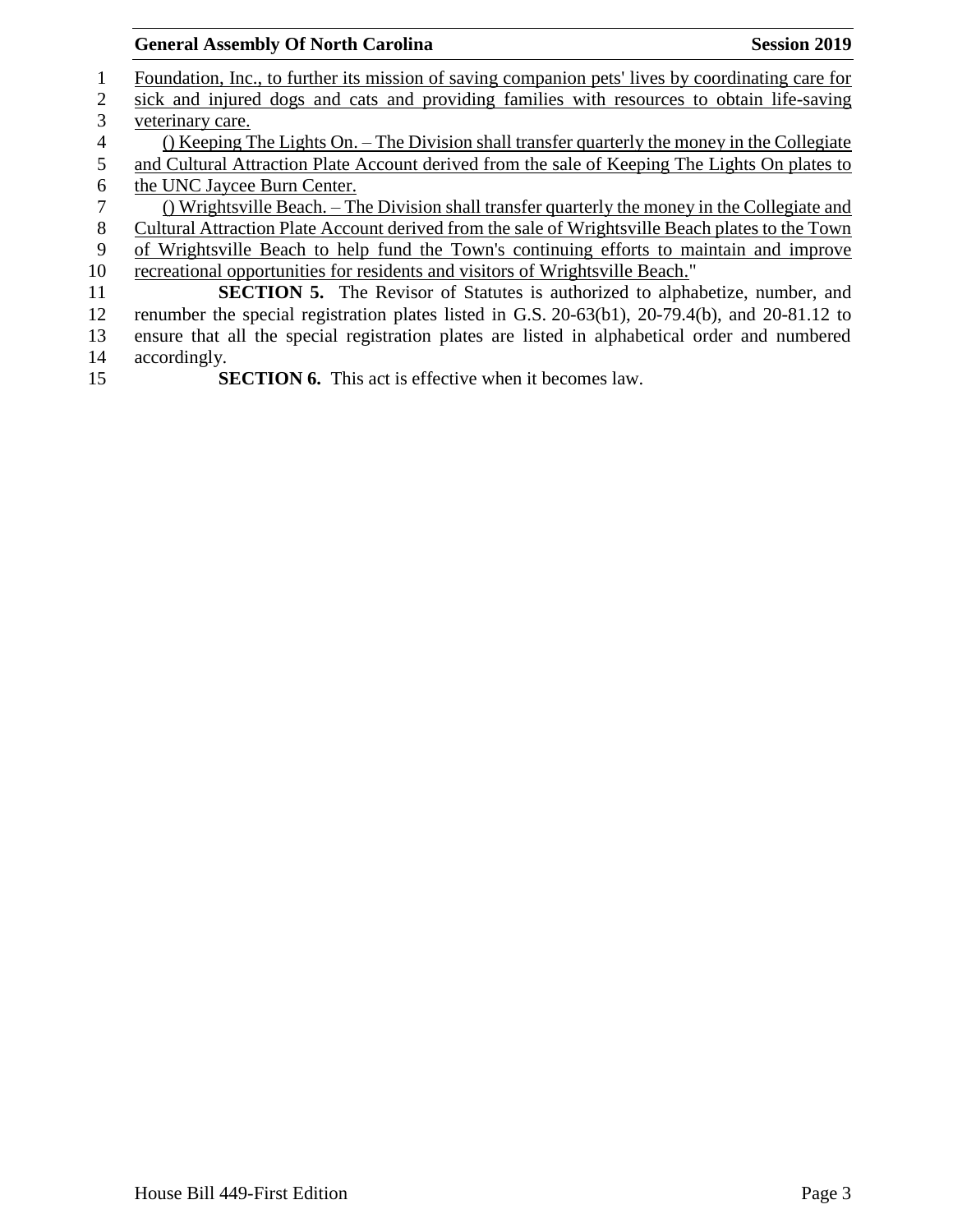Foundation, Inc., to further its mission of saving companion pets' lives by coordinating care for sick and injured dogs and cats and providing families with resources to obtain life-saving veterinary care.

() Keeping The Lights On. – The Division shall transfer quarterly the money in the Collegiate and Cultural Attraction Plate Account derived from the sale of Keeping The Lights On plates to the UNC Jaycee Burn Center.

() Wrightsville Beach. – The Division shall transfer quarterly the money in the Collegiate and Cultural Attraction Plate Account derived from the sale of Wrightsville Beach plates to the Town of Wrightsville Beach to help fund the Town's continuing efforts to maintain and improve recreational opportunities for residents and visitors of Wrightsville Beach."

**SECTION 5.** The Revisor of Statutes is authorized to alphabetize, number, and renumber the special registration plates listed in G.S. 20-63(b1), 20-79.4(b), and 20-81.12 to ensure that all the special registration plates are listed in alphabetical order and numbered accordingly.

**SECTION 6.** This act is effective when it becomes law.